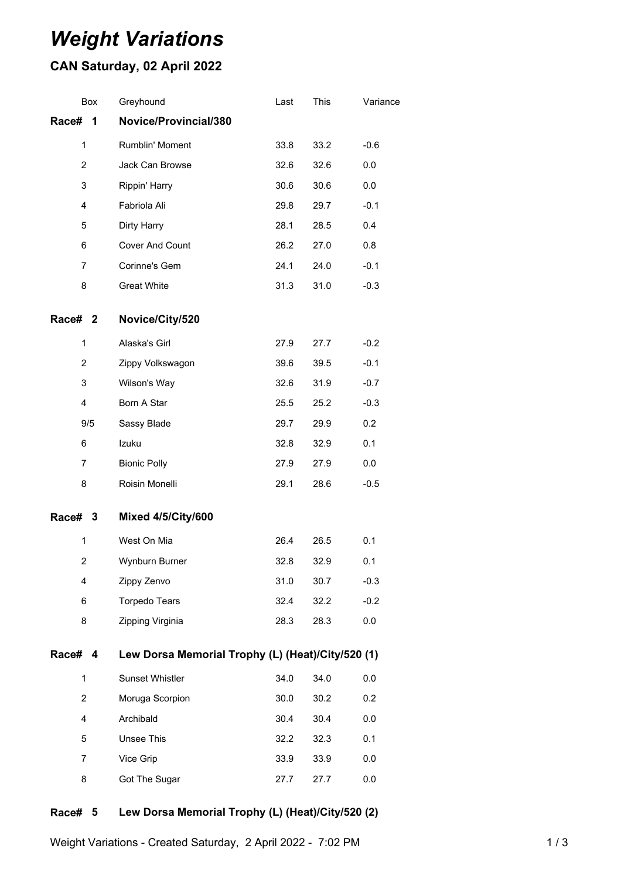# *Weight Variations*

## CAN Saturday, 02 April 2022

| Box | Greyhound | Last | This | Variance |
|---|---|---|---|---|
| **Race# 1** | **Novice/Provincial/380** | | | |
| 1 | Rumblin' Moment | 33.8 | 33.2 | -0.6 |
| 2 | Jack Can Browse | 32.6 | 32.6 | 0.0 |
| 3 | Rippin' Harry | 30.6 | 30.6 | 0.0 |
| 4 | Fabriola Ali | 29.8 | 29.7 | -0.1 |
| 5 | Dirty Harry | 28.1 | 28.5 | 0.4 |
| 6 | Cover And Count | 26.2 | 27.0 | 0.8 |
| 7 | Corinne's Gem | 24.1 | 24.0 | -0.1 |
| 8 | Great White | 31.3 | 31.0 | -0.3 |
| **Race# 2** | **Novice/City/520** | | | |
| 1 | Alaska's Girl | 27.9 | 27.7 | -0.2 |
| 2 | Zippy Volkswagon | 39.6 | 39.5 | -0.1 |
| 3 | Wilson's Way | 32.6 | 31.9 | -0.7 |
| 4 | Born A Star | 25.5 | 25.2 | -0.3 |
| 9/5 | Sassy Blade | 29.7 | 29.9 | 0.2 |
| 6 | Izuku | 32.8 | 32.9 | 0.1 |
| 7 | Bionic Polly | 27.9 | 27.9 | 0.0 |
| 8 | Roisin Monelli | 29.1 | 28.6 | -0.5 |
| **Race# 3** | **Mixed 4/5/City/600** | | | |
| 1 | West On Mia | 26.4 | 26.5 | 0.1 |
| 2 | Wynburn Burner | 32.8 | 32.9 | 0.1 |
| 4 | Zippy Zenvo | 31.0 | 30.7 | -0.3 |
| 6 | Torpedo Tears | 32.4 | 32.2 | -0.2 |
| 8 | Zipping Virginia | 28.3 | 28.3 | 0.0 |
| **Race# 4** | **Lew Dorsa Memorial Trophy (L) (Heat)/City/520 (1)** | | | |
| 1 | Sunset Whistler | 34.0 | 34.0 | 0.0 |
| 2 | Moruga Scorpion | 30.0 | 30.2 | 0.2 |
| 4 | Archibald | 30.4 | 30.4 | 0.0 |
| 5 | Unsee This | 32.2 | 32.3 | 0.1 |
| 7 | Vice Grip | 33.9 | 33.9 | 0.0 |
| 8 | Got The Sugar | 27.7 | 27.7 | 0.0 |
| **Race# 5** | **Lew Dorsa Memorial Trophy (L) (Heat)/City/520 (2)** | | | |

Weight Variations - Created Saturday, 2 April 2022 - 7:02 PM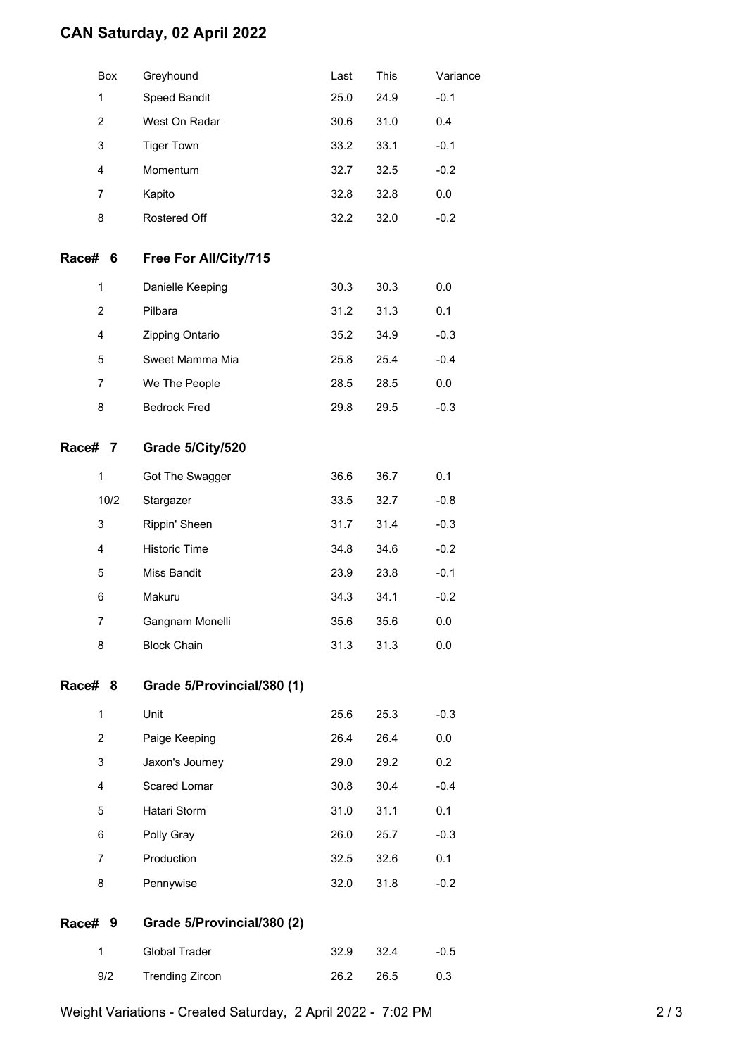# CAN Saturday, 02 April 2022

| Box | Greyhound | Last | This | Variance |
|---|---|---|---|---|
| 1 | Speed Bandit | 25.0 | 24.9 | -0.1 |
| 2 | West On Radar | 30.6 | 31.0 | 0.4 |
| 3 | Tiger Town | 33.2 | 33.1 | -0.1 |
| 4 | Momentum | 32.7 | 32.5 | -0.2 |
| 7 | Kapito | 32.8 | 32.8 | 0.0 |
| 8 | Rostered Off | 32.2 | 32.0 | -0.2 |

## Race# 6 Free For All/City/715

| Box | Greyhound | Last | This | Variance |
|---|---|---|---|---|
| 1 | Danielle Keeping | 30.3 | 30.3 | 0.0 |
| 2 | Pilbara | 31.2 | 31.3 | 0.1 |
| 4 | Zipping Ontario | 35.2 | 34.9 | -0.3 |
| 5 | Sweet Mamma Mia | 25.8 | 25.4 | -0.4 |
| 7 | We The People | 28.5 | 28.5 | 0.0 |
| 8 | Bedrock Fred | 29.8 | 29.5 | -0.3 |

## Race# 7 Grade 5/City/520

| Box | Greyhound | Last | This | Variance |
|---|---|---|---|---|
| 1 | Got The Swagger | 36.6 | 36.7 | 0.1 |
| 10/2 | Stargazer | 33.5 | 32.7 | -0.8 |
| 3 | Rippin' Sheen | 31.7 | 31.4 | -0.3 |
| 4 | Historic Time | 34.8 | 34.6 | -0.2 |
| 5 | Miss Bandit | 23.9 | 23.8 | -0.1 |
| 6 | Makuru | 34.3 | 34.1 | -0.2 |
| 7 | Gangnam Monelli | 35.6 | 35.6 | 0.0 |
| 8 | Block Chain | 31.3 | 31.3 | 0.0 |

## Race# 8 Grade 5/Provincial/380 (1)

| Box | Greyhound | Last | This | Variance |
|---|---|---|---|---|
| 1 | Unit | 25.6 | 25.3 | -0.3 |
| 2 | Paige Keeping | 26.4 | 26.4 | 0.0 |
| 3 | Jaxon's Journey | 29.0 | 29.2 | 0.2 |
| 4 | Scared Lomar | 30.8 | 30.4 | -0.4 |
| 5 | Hatari Storm | 31.0 | 31.1 | 0.1 |
| 6 | Polly Gray | 26.0 | 25.7 | -0.3 |
| 7 | Production | 32.5 | 32.6 | 0.1 |
| 8 | Pennywise | 32.0 | 31.8 | -0.2 |

## Race# 9 Grade 5/Provincial/380 (2)

| Box | Greyhound | Last | This | Variance |
|---|---|---|---|---|
| 1 | Global Trader | 32.9 | 32.4 | -0.5 |
| 9/2 | Trending Zircon | 26.2 | 26.5 | 0.3 |

Weight Variations - Created Saturday, 2 April 2022 - 7:02 PM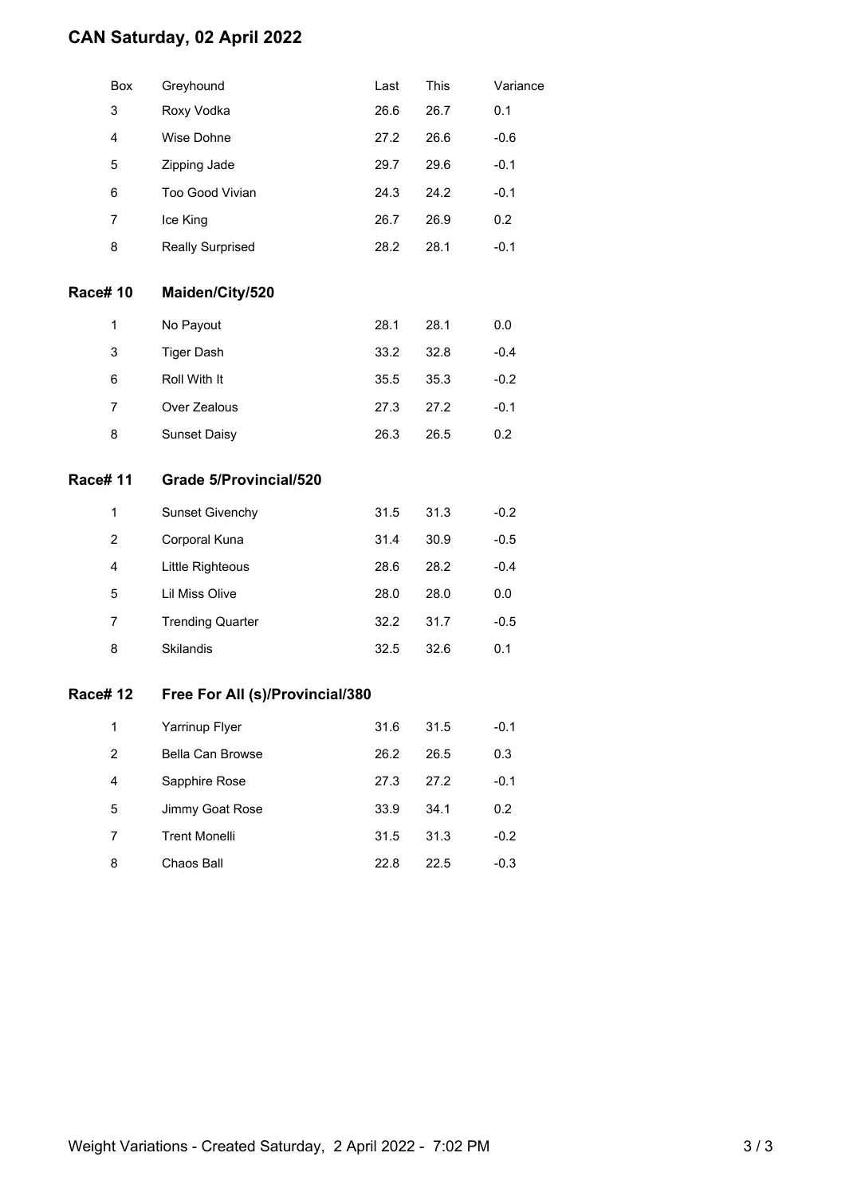# CAN Saturday, 02 April 2022

| Box | Greyhound | Last | This | Variance |
|---|---|---|---|---|
| 3 | Roxy Vodka | 26.6 | 26.7 | 0.1 |
| 4 | Wise Dohne | 27.2 | 26.6 | -0.6 |
| 5 | Zipping Jade | 29.7 | 29.6 | -0.1 |
| 6 | Too Good Vivian | 24.3 | 24.2 | -0.1 |
| 7 | Ice King | 26.7 | 26.9 | 0.2 |
| 8 | Really Surprised | 28.2 | 28.1 | -0.1 |

**Race# 10 Maiden/City/520**

| | | | | |
|---|---|---|---|---|
| 1 | No Payout | 28.1 | 28.1 | 0.0 |
| 3 | Tiger Dash | 33.2 | 32.8 | -0.4 |
| 6 | Roll With It | 35.5 | 35.3 | -0.2 |
| 7 | Over Zealous | 27.3 | 27.2 | -0.1 |
| 8 | Sunset Daisy | 26.3 | 26.5 | 0.2 |

**Race# 11 Grade 5/Provincial/520**

| | | | | |
|---|---|---|---|---|
| 1 | Sunset Givenchy | 31.5 | 31.3 | -0.2 |
| 2 | Corporal Kuna | 31.4 | 30.9 | -0.5 |
| 4 | Little Righteous | 28.6 | 28.2 | -0.4 |
| 5 | Lil Miss Olive | 28.0 | 28.0 | 0.0 |
| 7 | Trending Quarter | 32.2 | 31.7 | -0.5 |
| 8 | Skilandis | 32.5 | 32.6 | 0.1 |

**Race# 12 Free For All (s)/Provincial/380**

| | | | | |
|---|---|---|---|---|
| 1 | Yarrinup Flyer | 31.6 | 31.5 | -0.1 |
| 2 | Bella Can Browse | 26.2 | 26.5 | 0.3 |
| 4 | Sapphire Rose | 27.3 | 27.2 | -0.1 |
| 5 | Jimmy Goat Rose | 33.9 | 34.1 | 0.2 |
| 7 | Trent Monelli | 31.5 | 31.3 | -0.2 |
| 8 | Chaos Ball | 22.8 | 22.5 | -0.3 |

Weight Variations - Created Saturday, 2 April 2022 - 7:02 PM